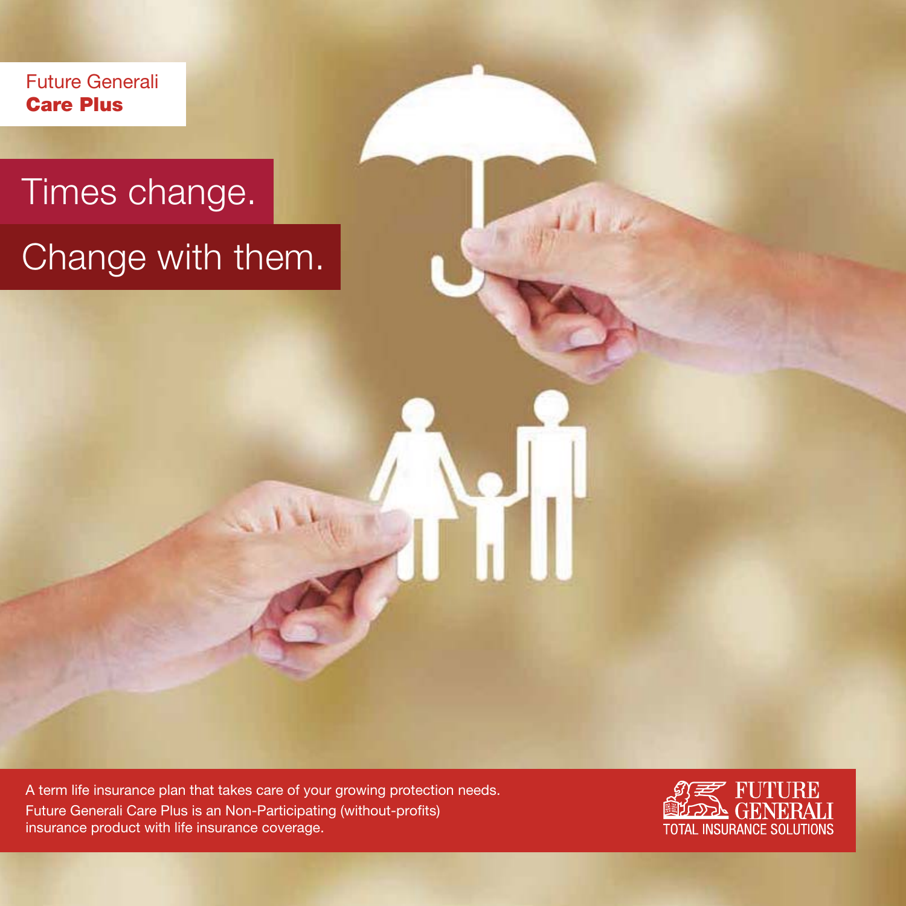Future Generali
**Care Plus**

# Times change.
# Change with them.

A term life insurance plan that takes care of your growing protection needs.
Future Generali Care Plus is an Non-Participating (without-profits) insurance product with life insurance coverage.

FUTURE GENERALI
TOTAL INSURANCE SOLUTIONS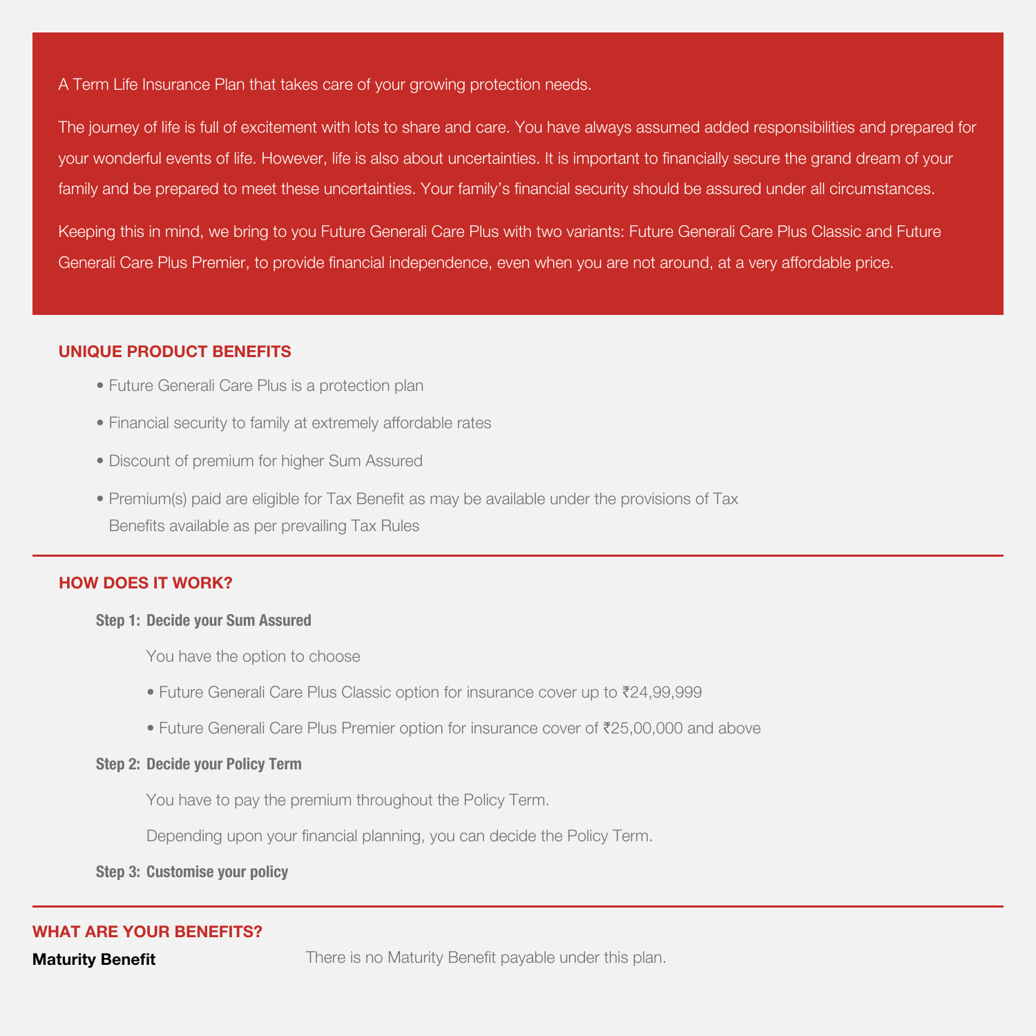A Term Life Insurance Plan that takes care of your growing protection needs.

The journey of life is full of excitement with lots to share and care. You have always assumed added responsibilities and prepared for your wonderful events of life. However, life is also about uncertainties. It is important to financially secure the grand dream of your family and be prepared to meet these uncertainties. Your family's financial security should be assured under all circumstances.

Keeping this in mind, we bring to you Future Generali Care Plus with two variants: Future Generali Care Plus Classic and Future Generali Care Plus Premier, to provide financial independence, even when you are not around, at a very affordable price.

## UNIQUE PRODUCT BENEFITS

- Future Generali Care Plus is a protection plan
- Financial security to family at extremely affordable rates
- Discount of premium for higher Sum Assured
- Premium(s) paid are eligible for Tax Benefit as may be available under the provisions of Tax Benefits available as per prevailing Tax Rules

## HOW DOES IT WORK?

**Step 1: Decide your Sum Assured**

You have the option to choose

- Future Generali Care Plus Classic option for insurance cover up to ₹24,99,999
- Future Generali Care Plus Premier option for insurance cover of ₹25,00,000 and above

**Step 2: Decide your Policy Term**

You have to pay the premium throughout the Policy Term.

Depending upon your financial planning, you can decide the Policy Term.

**Step 3: Customise your policy**

## WHAT ARE YOUR BENEFITS?

**Maturity Benefit** There is no Maturity Benefit payable under this plan.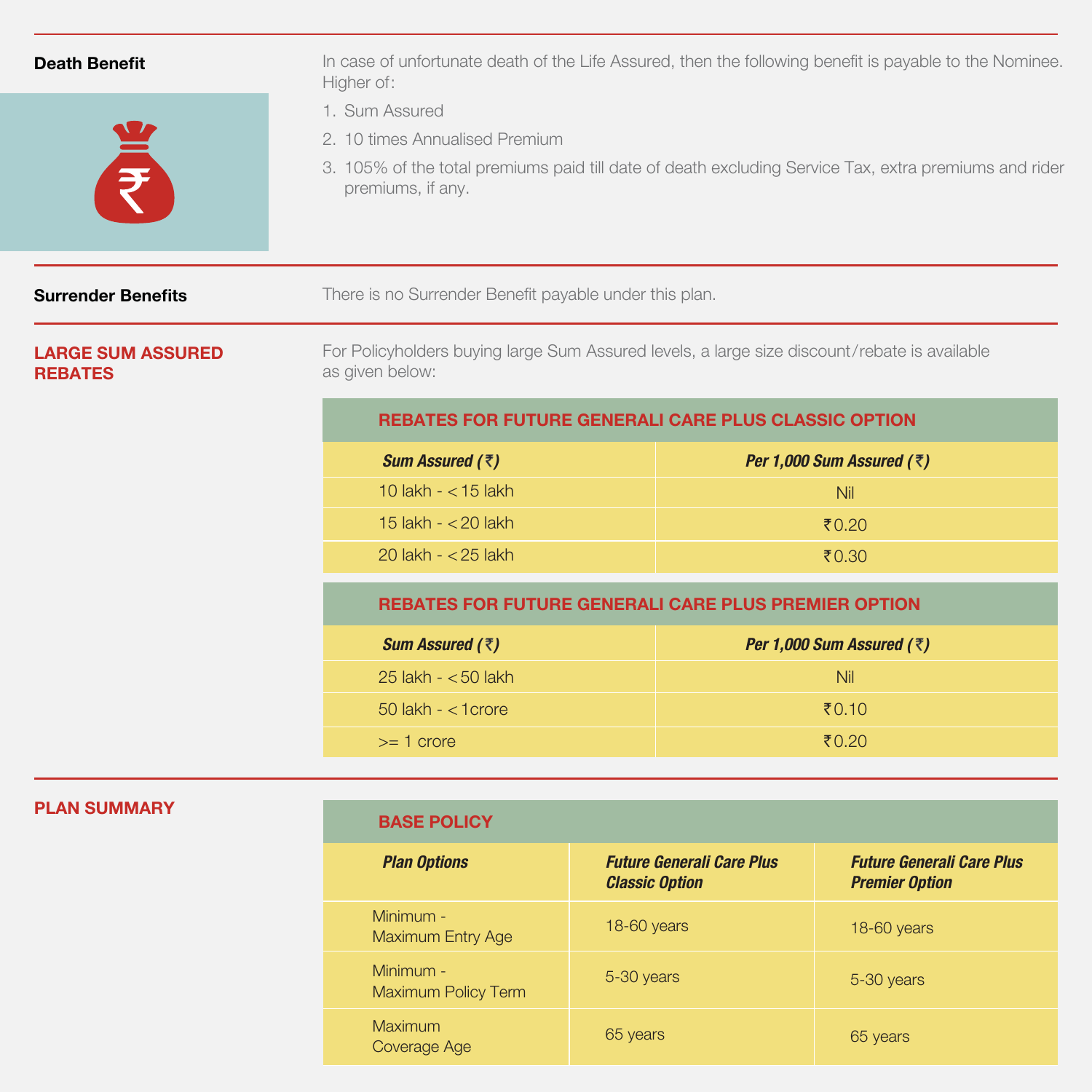## Death Benefit

In case of unfortunate death of the Life Assured, then the following benefit is payable to the Nominee. Higher of:

1. Sum Assured
2. 10 times Annualised Premium
3. 105% of the total premiums paid till date of death excluding Service Tax, extra premiums and rider premiums, if any.

## Surrender Benefits

There is no Surrender Benefit payable under this plan.

## LARGE SUM ASSURED REBATES

For Policyholders buying large Sum Assured levels, a large size discount/rebate is available as given below:

**REBATES FOR FUTURE GENERALI CARE PLUS CLASSIC OPTION**

| *Sum Assured (₹)* | *Per 1,000 Sum Assured (₹)* |
|---|---|
| 10 lakh - < 15 lakh | Nil |
| 15 lakh - < 20 lakh | ₹ 0.20 |
| 20 lakh - < 25 lakh | ₹ 0.30 |

**REBATES FOR FUTURE GENERALI CARE PLUS PREMIER OPTION**

| *Sum Assured (₹)* | *Per 1,000 Sum Assured (₹)* |
|---|---|
| 25 lakh - < 50 lakh | Nil |
| 50 lakh - < 1crore | ₹ 0.10 |
| >= 1 crore | ₹ 0.20 |

## PLAN SUMMARY

**BASE POLICY**

| *Plan Options* | *Future Generali Care Plus Classic Option* | *Future Generali Care Plus Premier Option* |
|---|---|---|
| Minimum - Maximum Entry Age | 18-60 years | 18-60 years |
| Minimum - Maximum Policy Term | 5-30 years | 5-30 years |
| Maximum Coverage Age | 65 years | 65 years |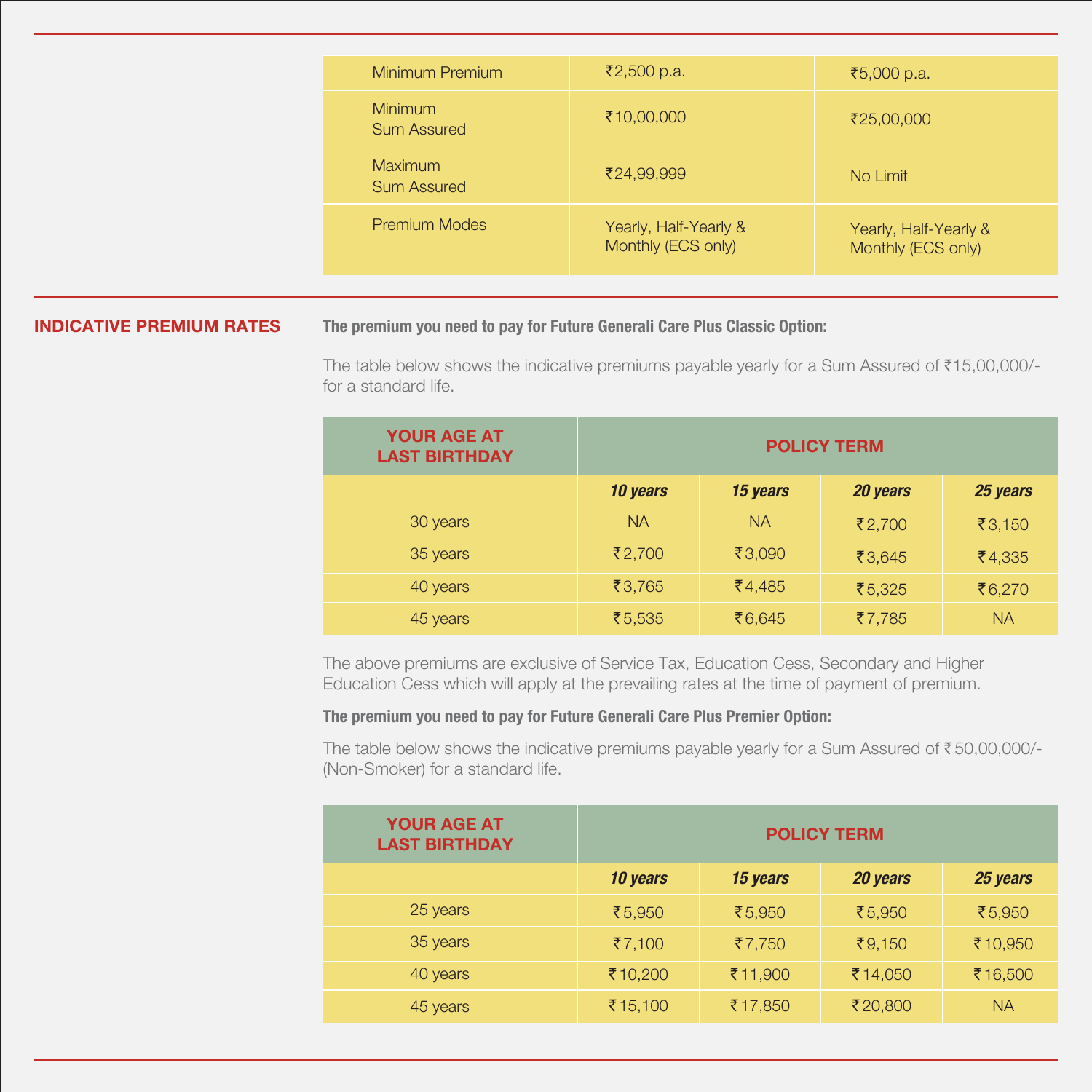| Minimum Premium | ₹2,500 p.a. | ₹5,000 p.a. |
|---|---|---|
| Minimum Sum Assured | ₹10,00,000 | ₹25,00,000 |
| Maximum Sum Assured | ₹24,99,999 | No Limit |
| Premium Modes | Yearly, Half-Yearly & Monthly (ECS only) | Yearly, Half-Yearly & Monthly (ECS only) |

## INDICATIVE PREMIUM RATES

**The premium you need to pay for Future Generali Care Plus Classic Option:**

The table below shows the indicative premiums payable yearly for a Sum Assured of ₹15,00,000/- for a standard life.

| YOUR AGE AT LAST BIRTHDAY | POLICY TERM | | | |
|---|---|---|---|---|
| | ***10 years*** | ***15 years*** | ***20 years*** | ***25 years*** |
| 30 years | NA | NA | ₹2,700 | ₹3,150 |
| 35 years | ₹2,700 | ₹3,090 | ₹3,645 | ₹4,335 |
| 40 years | ₹3,765 | ₹4,485 | ₹5,325 | ₹6,270 |
| 45 years | ₹5,535 | ₹6,645 | ₹7,785 | NA |

The above premiums are exclusive of Service Tax, Education Cess, Secondary and Higher Education Cess which will apply at the prevailing rates at the time of payment of premium.

**The premium you need to pay for Future Generali Care Plus Premier Option:**

The table below shows the indicative premiums payable yearly for a Sum Assured of ₹50,00,000/- (Non-Smoker) for a standard life.

| YOUR AGE AT LAST BIRTHDAY | POLICY TERM | | | |
|---|---|---|---|---|
| | ***10 years*** | ***15 years*** | ***20 years*** | ***25 years*** |
| 25 years | ₹5,950 | ₹5,950 | ₹5,950 | ₹5,950 |
| 35 years | ₹7,100 | ₹7,750 | ₹9,150 | ₹10,950 |
| 40 years | ₹10,200 | ₹11,900 | ₹14,050 | ₹16,500 |
| 45 years | ₹15,100 | ₹17,850 | ₹20,800 | NA |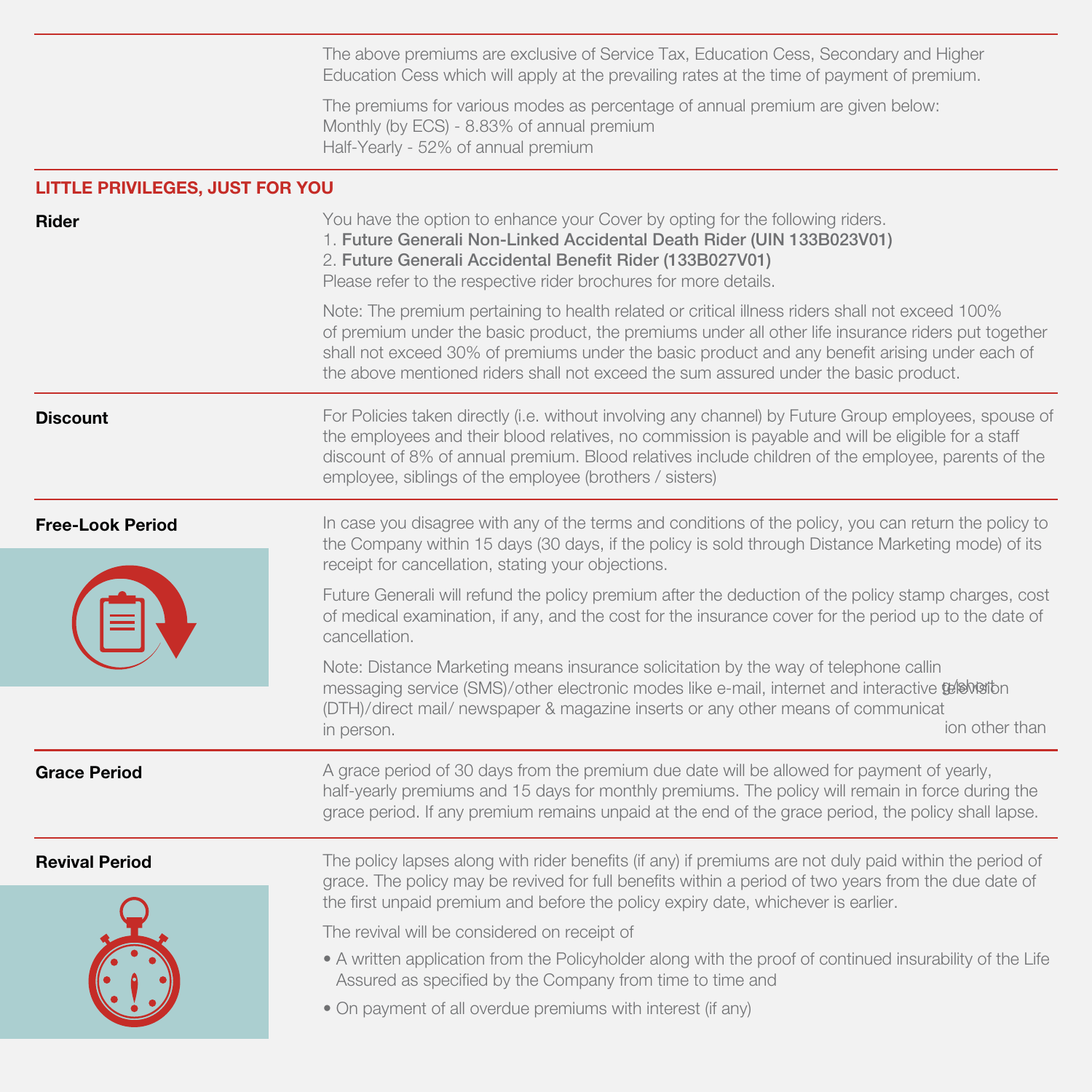The above premiums are exclusive of Service Tax, Education Cess, Secondary and Higher Education Cess which will apply at the prevailing rates at the time of payment of premium.

The premiums for various modes as percentage of annual premium are given below:
Monthly (by ECS) - 8.83% of annual premium
Half-Yearly - 52% of annual premium

## LITTLE PRIVILEGES, JUST FOR YOU

**Rider**

You have the option to enhance your Cover by opting for the following riders.
1. **Future Generali Non-Linked Accidental Death Rider (UIN 133B023V01)**
2. **Future Generali Accidental Benefit Rider (133B027V01)**
Please refer to the respective rider brochures for more details.

Note: The premium pertaining to health related or critical illness riders shall not exceed 100% of premium under the basic product, the premiums under all other life insurance riders put together shall not exceed 30% of premiums under the basic product and any benefit arising under each of the above mentioned riders shall not exceed the sum assured under the basic product.

**Discount**

For Policies taken directly (i.e. without involving any channel) by Future Group employees, spouse of the employees and their blood relatives, no commission is payable and will be eligible for a staff discount of 8% of annual premium. Blood relatives include children of the employee, parents of the employee, siblings of the employee (brothers / sisters)

**Free-Look Period**

In case you disagree with any of the terms and conditions of the policy, you can return the policy to the Company within 15 days (30 days, if the policy is sold through Distance Marketing mode) of its receipt for cancellation, stating your objections.

Future Generali will refund the policy premium after the deduction of the policy stamp charges, cost of medical examination, if any, and the cost for the insurance cover for the period up to the date of cancellation.

Note: Distance Marketing means insurance solicitation by the way of telephone calling/short messaging service (SMS)/other electronic modes like e-mail, internet and interactive television (DTH)/direct mail/ newspaper & magazine inserts or any other means of communication other than in person.

**Grace Period**

A grace period of 30 days from the premium due date will be allowed for payment of yearly, half-yearly premiums and 15 days for monthly premiums. The policy will remain in force during the grace period. If any premium remains unpaid at the end of the grace period, the policy shall lapse.

**Revival Period**

The policy lapses along with rider benefits (if any) if premiums are not duly paid within the period of grace. The policy may be revived for full benefits within a period of two years from the due date of the first unpaid premium and before the policy expiry date, whichever is earlier.

The revival will be considered on receipt of

- A written application from the Policyholder along with the proof of continued insurability of the Life Assured as specified by the Company from time to time and
- On payment of all overdue premiums with interest (if any)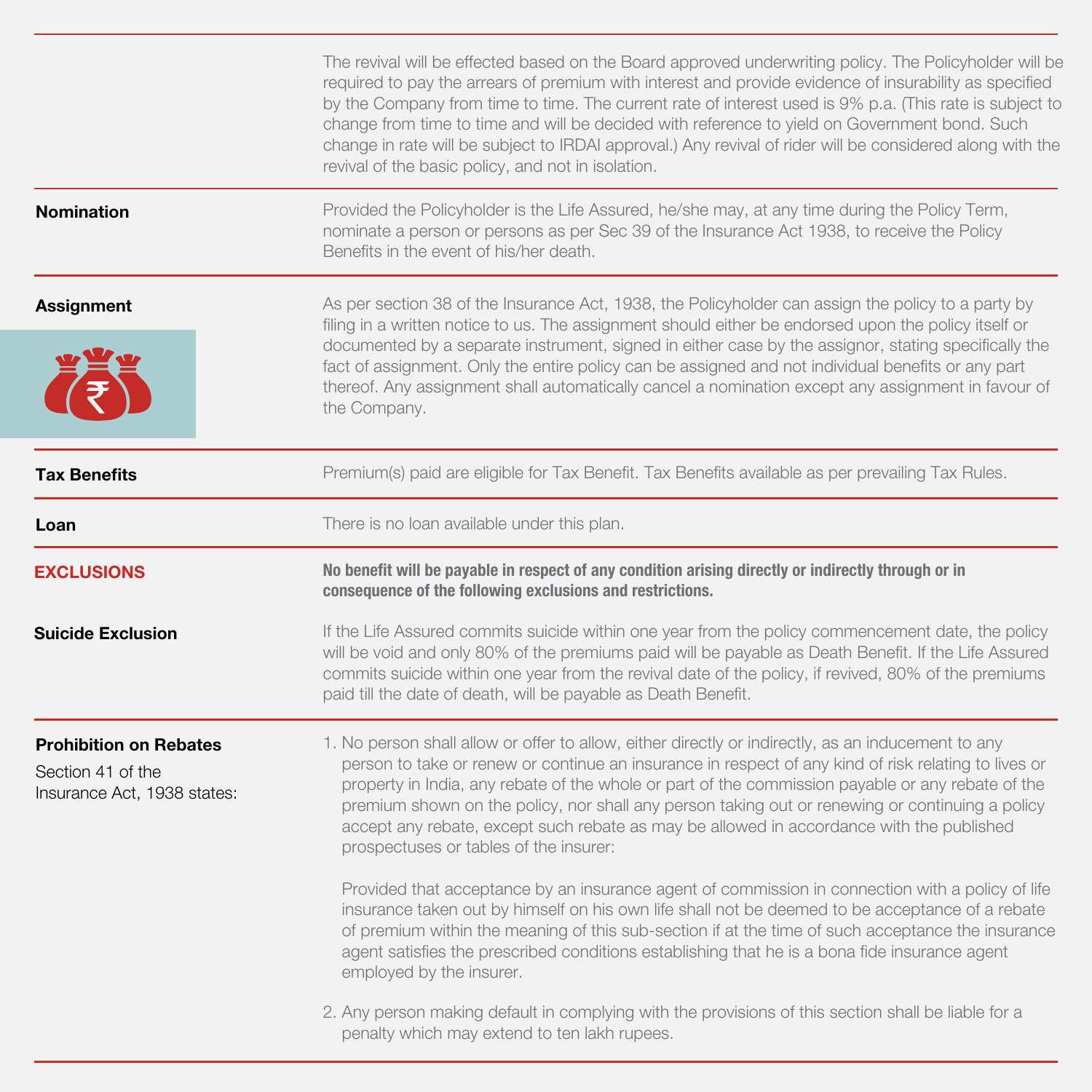The revival will be effected based on the Board approved underwriting policy. The Policyholder will be required to pay the arrears of premium with interest and provide evidence of insurability as specified by the Company from time to time. The current rate of interest used is 9% p.a. (This rate is subject to change from time to time and will be decided with reference to yield on Government bond. Such change in rate will be subject to IRDAI approval.) Any revival of rider will be considered along with the revival of the basic policy, and not in isolation.

**Nomination**

Provided the Policyholder is the Life Assured, he/she may, at any time during the Policy Term, nominate a person or persons as per Sec 39 of the Insurance Act 1938, to receive the Policy Benefits in the event of his/her death.

**Assignment**

As per section 38 of the Insurance Act, 1938, the Policyholder can assign the policy to a party by filing in a written notice to us. The assignment should either be endorsed upon the policy itself or documented by a separate instrument, signed in either case by the assignor, stating specifically the fact of assignment. Only the entire policy can be assigned and not individual benefits or any part thereof. Any assignment shall automatically cancel a nomination except any assignment in favour of the Company.

**Tax Benefits**

Premium(s) paid are eligible for Tax Benefit. Tax Benefits available as per prevailing Tax Rules.

**Loan**

There is no loan available under this plan.

## EXCLUSIONS

**No benefit will be payable in respect of any condition arising directly or indirectly through or in consequence of the following exclusions and restrictions.**

**Suicide Exclusion**

If the Life Assured commits suicide within one year from the policy commencement date, the policy will be void and only 80% of the premiums paid will be payable as Death Benefit. If the Life Assured commits suicide within one year from the revival date of the policy, if revived, 80% of the premiums paid till the date of death, will be payable as Death Benefit.

**Prohibition on Rebates**

Section 41 of the Insurance Act, 1938 states:

1. No person shall allow or offer to allow, either directly or indirectly, as an inducement to any person to take or renew or continue an insurance in respect of any kind of risk relating to lives or property in India, any rebate of the whole or part of the commission payable or any rebate of the premium shown on the policy, nor shall any person taking out or renewing or continuing a policy accept any rebate, except such rebate as may be allowed in accordance with the published prospectuses or tables of the insurer:

   Provided that acceptance by an insurance agent of commission in connection with a policy of life insurance taken out by himself on his own life shall not be deemed to be acceptance of a rebate of premium within the meaning of this sub-section if at the time of such acceptance the insurance agent satisfies the prescribed conditions establishing that he is a bona fide insurance agent employed by the insurer.

2. Any person making default in complying with the provisions of this section shall be liable for a penalty which may extend to ten lakh rupees.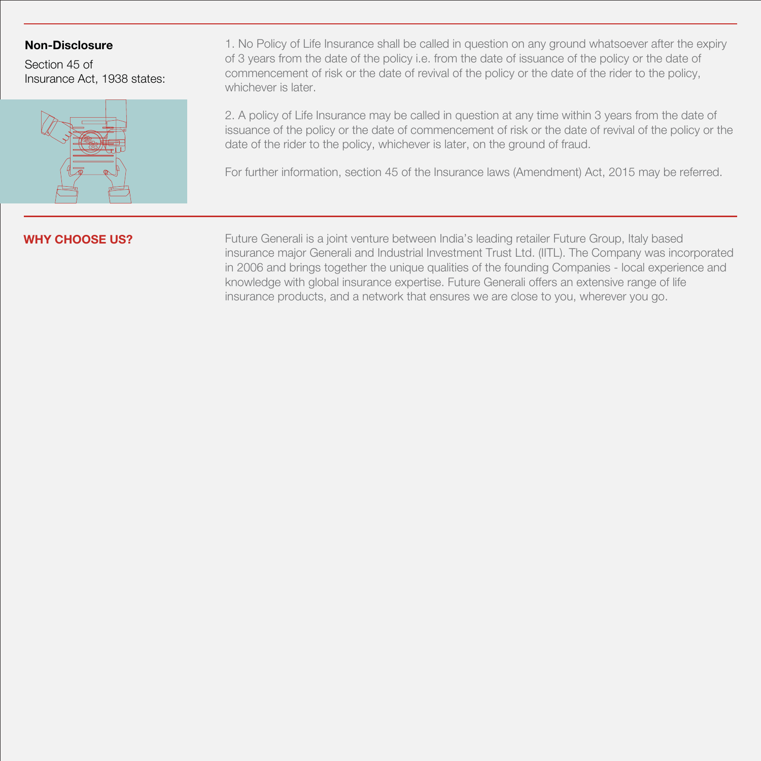## Non-Disclosure

Section 45 of Insurance Act, 1938 states:

1. No Policy of Life Insurance shall be called in question on any ground whatsoever after the expiry of 3 years from the date of the policy i.e. from the date of issuance of the policy or the date of commencement of risk or the date of revival of the policy or the date of the rider to the policy, whichever is later.

2. A policy of Life Insurance may be called in question at any time within 3 years from the date of issuance of the policy or the date of commencement of risk or the date of revival of the policy or the date of the rider to the policy, whichever is later, on the ground of fraud.

For further information, section 45 of the Insurance laws (Amendment) Act, 2015 may be referred.

## WHY CHOOSE US?

Future Generali is a joint venture between India's leading retailer Future Group, Italy based insurance major Generali and Industrial Investment Trust Ltd. (IITL). The Company was incorporated in 2006 and brings together the unique qualities of the founding Companies - local experience and knowledge with global insurance expertise. Future Generali offers an extensive range of life insurance products, and a network that ensures we are close to you, wherever you go.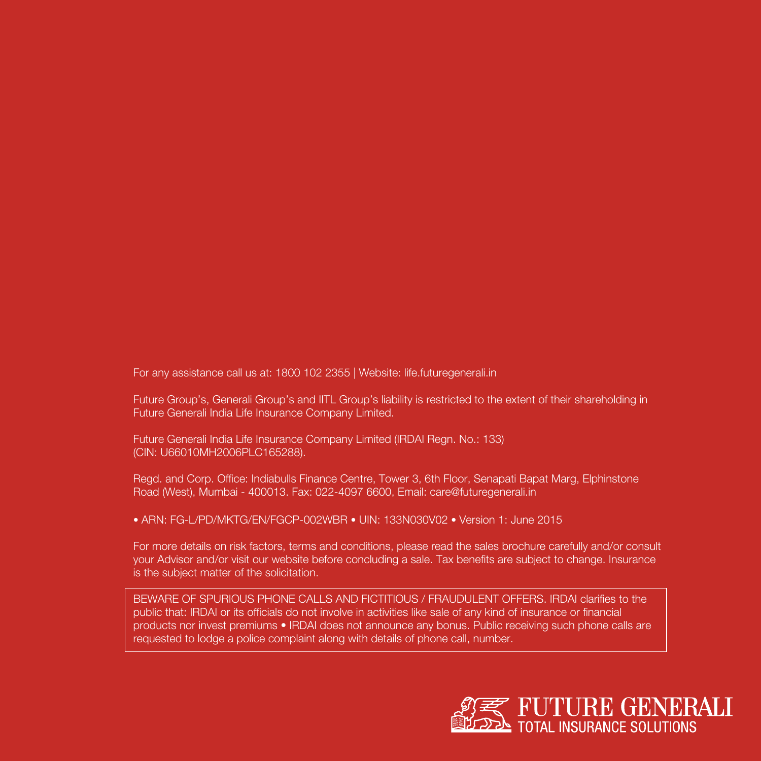For any assistance call us at: 1800 102 2355 | Website: life.futuregenerali.in

Future Group's, Generali Group's and IITL Group's liability is restricted to the extent of their shareholding in Future Generali India Life Insurance Company Limited.

Future Generali India Life Insurance Company Limited (IRDAI Regn. No.: 133)
(CIN: U66010MH2006PLC165288).

Regd. and Corp. Office: Indiabulls Finance Centre, Tower 3, 6th Floor, Senapati Bapat Marg, Elphinstone Road (West), Mumbai - 400013. Fax: 022-4097 6600, Email: care@futuregenerali.in

• ARN: FG-L/PD/MKTG/EN/FGCP-002WBR • UIN: 133N030V02 • Version 1: June 2015

For more details on risk factors, terms and conditions, please read the sales brochure carefully and/or consult your Advisor and/or visit our website before concluding a sale. Tax benefits are subject to change. Insurance is the subject matter of the solicitation.

BEWARE OF SPURIOUS PHONE CALLS AND FICTITIOUS / FRAUDULENT OFFERS. IRDAI clarifies to the public that: IRDAI or its officials do not involve in activities like sale of any kind of insurance or financial products nor invest premiums • IRDAI does not announce any bonus. Public receiving such phone calls are requested to lodge a police complaint along with details of phone call, number.

FUTURE GENERALI
TOTAL INSURANCE SOLUTIONS